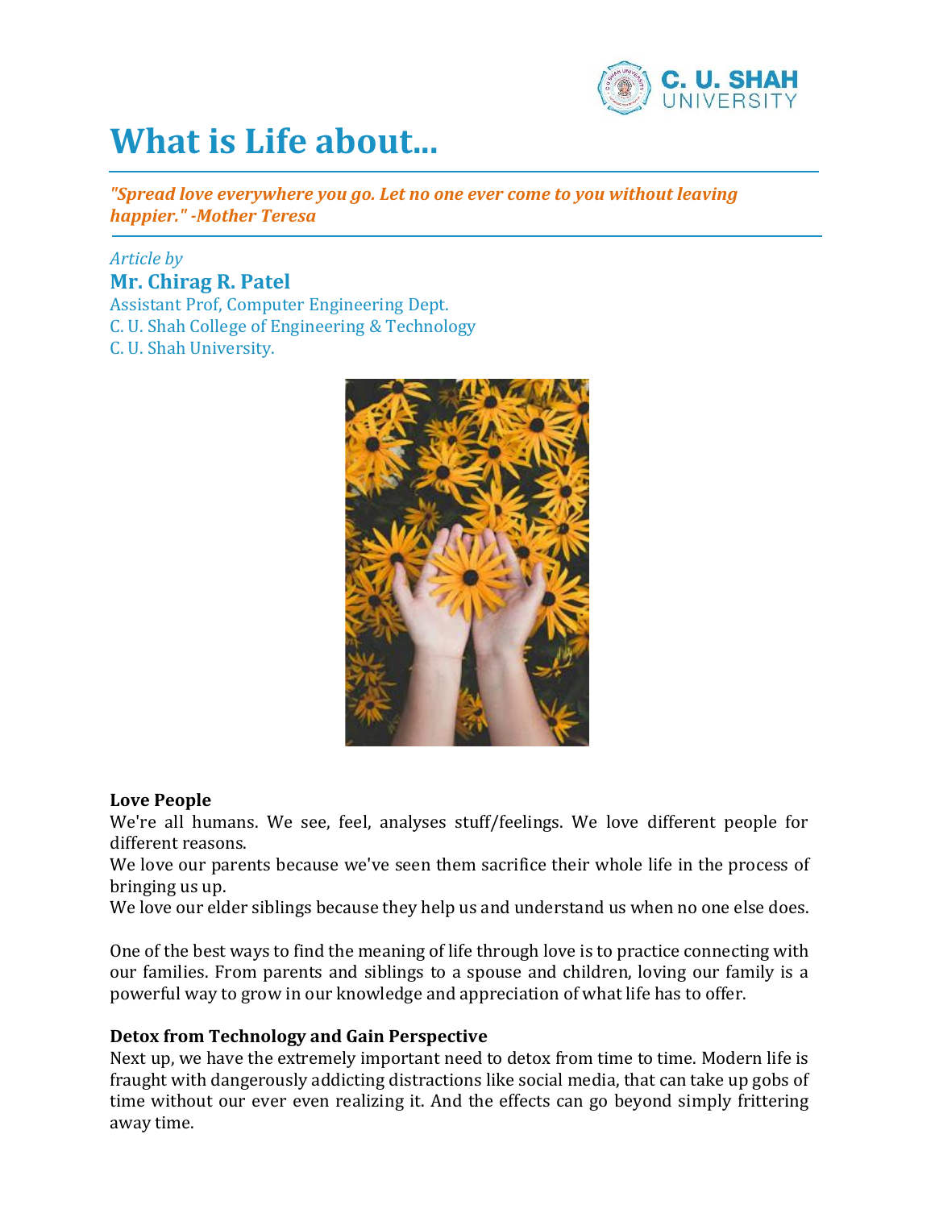# What is Life about...

***"Spread love everywhere you go. Let no one ever come to you without leaving happier." -Mother Teresa***

*Article by*

**Mr. Chirag R. Patel**

Assistant Prof, Computer Engineering Dept.
C. U. Shah College of Engineering & Technology
C. U. Shah University.

**Love People**

We're all humans. We see, feel, analyses stuff/feelings. We love different people for different reasons.

We love our parents because we've seen them sacrifice their whole life in the process of bringing us up.

We love our elder siblings because they help us and understand us when no one else does.

One of the best ways to find the meaning of life through love is to practice connecting with our families. From parents and siblings to a spouse and children, loving our family is a powerful way to grow in our knowledge and appreciation of what life has to offer.

**Detox from Technology and Gain Perspective**

Next up, we have the extremely important need to detox from time to time. Modern life is fraught with dangerously addicting distractions like social media, that can take up gobs of time without our ever even realizing it. And the effects can go beyond simply frittering away time.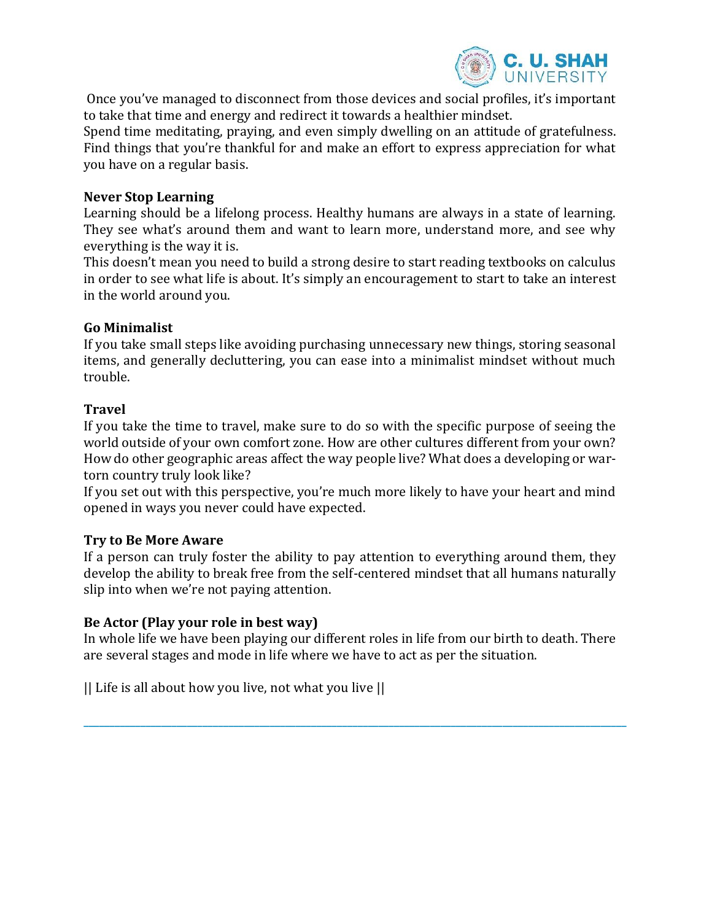Once you've managed to disconnect from those devices and social profiles, it's important to take that time and energy and redirect it towards a healthier mindset.

Spend time meditating, praying, and even simply dwelling on an attitude of gratefulness. Find things that you're thankful for and make an effort to express appreciation for what you have on a regular basis.

**Never Stop Learning**

Learning should be a lifelong process. Healthy humans are always in a state of learning. They see what's around them and want to learn more, understand more, and see why everything is the way it is.

This doesn't mean you need to build a strong desire to start reading textbooks on calculus in order to see what life is about. It's simply an encouragement to start to take an interest in the world around you.

**Go Minimalist**

If you take small steps like avoiding purchasing unnecessary new things, storing seasonal items, and generally decluttering, you can ease into a minimalist mindset without much trouble.

**Travel**

If you take the time to travel, make sure to do so with the specific purpose of seeing the world outside of your own comfort zone. How are other cultures different from your own? How do other geographic areas affect the way people live? What does a developing or war-torn country truly look like?

If you set out with this perspective, you're much more likely to have your heart and mind opened in ways you never could have expected.

**Try to Be More Aware**

If a person can truly foster the ability to pay attention to everything around them, they develop the ability to break free from the self-centered mindset that all humans naturally slip into when we're not paying attention.

**Be Actor (Play your role in best way)**

In whole life we have been playing our different roles in life from our birth to death. There are several stages and mode in life where we have to act as per the situation.

|| Life is all about how you live, not what you live ||

---